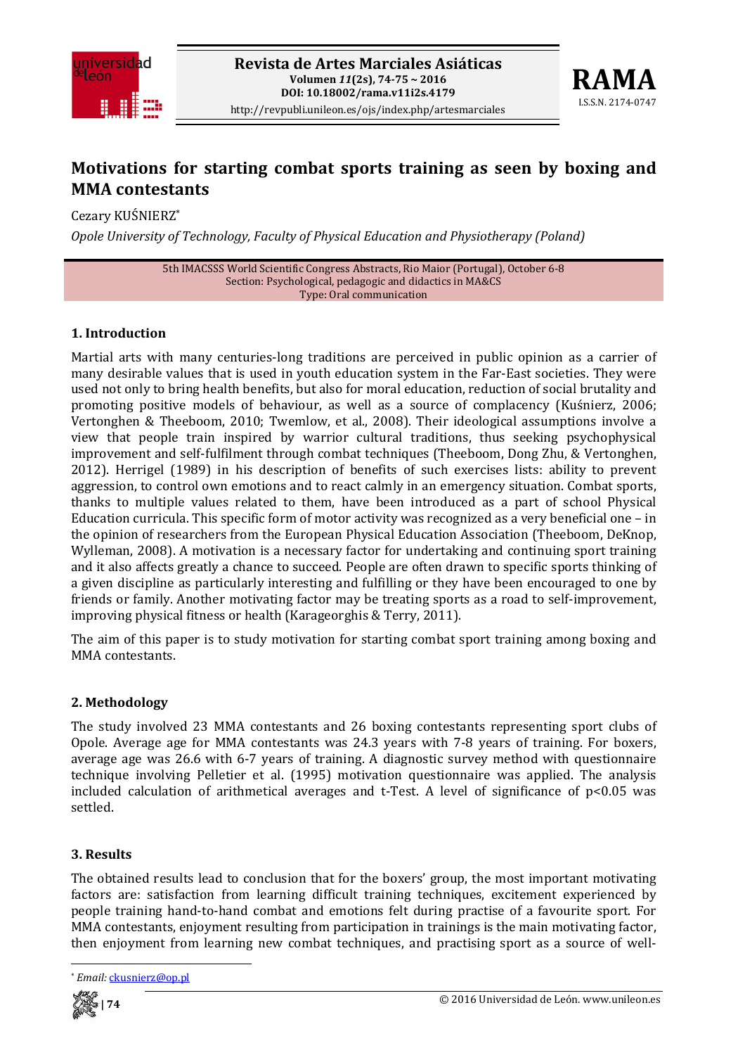# Motivations for starting combat sports training as seen by boxing and MMA contestants

Cezary KUŚNIERZ[*]

*Opole University of Technology, Faculty of Physical Education and Physiotherapy (Poland)*

5th IMACSSS World Scientific Congress Abstracts, Rio Maior (Portugal), October 6-8
Section: Psychological, pedagogic and didactics in MA&CS
Type: Oral communication

## 1. Introduction

Martial arts with many centuries-long traditions are perceived in public opinion as a carrier of many desirable values that is used in youth education system in the Far-East societies. They were used not only to bring health benefits, but also for moral education, reduction of social brutality and promoting positive models of behaviour, as well as a source of complacency (Kuśnierz, 2006; Vertonghen & Theeboom, 2010; Twemlow, et al., 2008). Their ideological assumptions involve a view that people train inspired by warrior cultural traditions, thus seeking psychophysical improvement and self-fulfilment through combat techniques (Theeboom, Dong Zhu, & Vertonghen, 2012). Herrigel (1989) in his description of benefits of such exercises lists: ability to prevent aggression, to control own emotions and to react calmly in an emergency situation. Combat sports, thanks to multiple values related to them, have been introduced as a part of school Physical Education curricula. This specific form of motor activity was recognized as a very beneficial one – in the opinion of researchers from the European Physical Education Association (Theeboom, DeKnop, Wylleman, 2008). A motivation is a necessary factor for undertaking and continuing sport training and it also affects greatly a chance to succeed. People are often drawn to specific sports thinking of a given discipline as particularly interesting and fulfilling or they have been encouraged to one by friends or family. Another motivating factor may be treating sports as a road to self-improvement, improving physical fitness or health (Karageorghis & Terry, 2011).

The aim of this paper is to study motivation for starting combat sport training among boxing and MMA contestants.

## 2. Methodology

The study involved 23 MMA contestants and 26 boxing contestants representing sport clubs of Opole. Average age for MMA contestants was 24.3 years with 7-8 years of training. For boxers, average age was 26.6 with 6-7 years of training. A diagnostic survey method with questionnaire technique involving Pelletier et al. (1995) motivation questionnaire was applied. The analysis included calculation of arithmetical averages and t-Test. A level of significance of $p<0.05$ was settled.

## 3. Results

The obtained results lead to conclusion that for the boxers' group, the most important motivating factors are: satisfaction from learning difficult training techniques, excitement experienced by people training hand-to-hand combat and emotions felt during practise of a favourite sport. For MMA contestants, enjoyment resulting from participation in trainings is the main motivating factor, then enjoyment from learning new combat techniques, and practising sport as a source of well-

[*] *Email:* ckusnierz@op.pl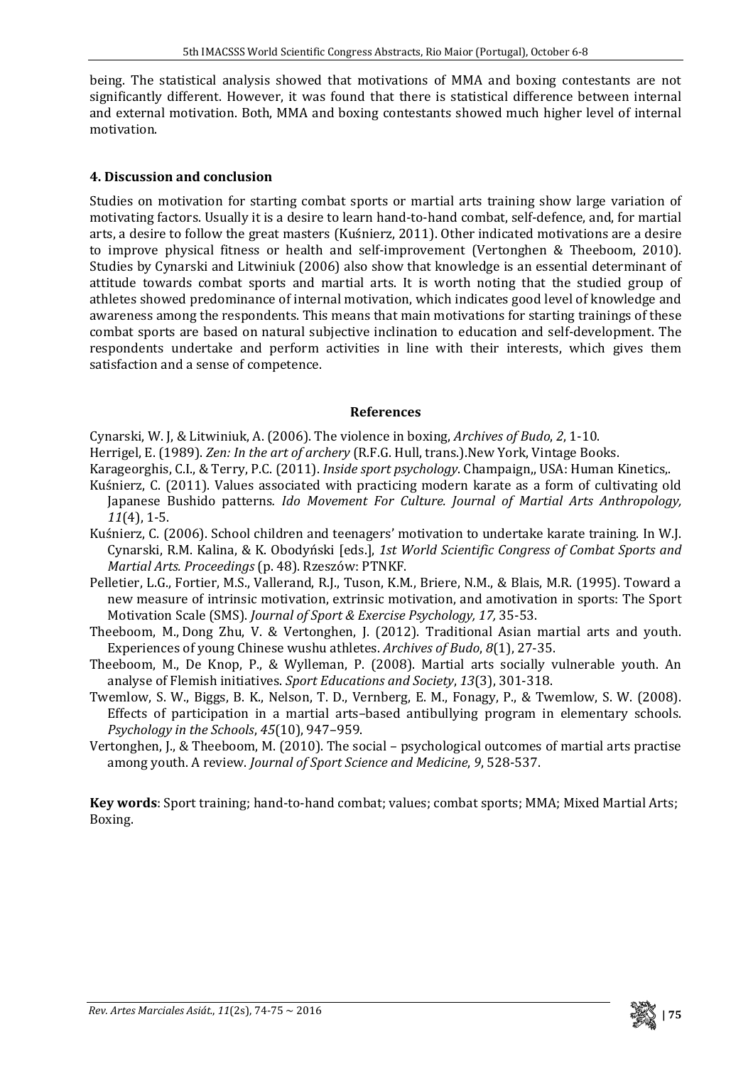being. The statistical analysis showed that motivations of MMA and boxing contestants are not significantly different. However, it was found that there is statistical difference between internal and external motivation. Both, MMA and boxing contestants showed much higher level of internal motivation.

## 4. Discussion and conclusion

Studies on motivation for starting combat sports or martial arts training show large variation of motivating factors. Usually it is a desire to learn hand-to-hand combat, self-defence, and, for martial arts, a desire to follow the great masters (Kuśnierz, 2011). Other indicated motivations are a desire to improve physical fitness or health and self-improvement (Vertonghen & Theeboom, 2010). Studies by Cynarski and Litwiniuk (2006) also show that knowledge is an essential determinant of attitude towards combat sports and martial arts. It is worth noting that the studied group of athletes showed predominance of internal motivation, which indicates good level of knowledge and awareness among the respondents. This means that main motivations for starting trainings of these combat sports are based on natural subjective inclination to education and self-development. The respondents undertake and perform activities in line with their interests, which gives them satisfaction and a sense of competence.

## References

Cynarski, W. J, & Litwiniuk, A. (2006). The violence in boxing, *Archives of Budo*, *2*, 1-10.

Herrigel, E. (1989). *Zen: In the art of archery* (R.F.G. Hull, trans.).New York, Vintage Books.

Karageorghis, C.I., & Terry, P.C. (2011). *Inside sport psychology*. Champaign,, USA: Human Kinetics,.

Kuśnierz, C. (2011). Values associated with practicing modern karate as a form of cultivating old Japanese Bushido patterns. *Ido Movement For Culture. Journal of Martial Arts Anthropology, 11*(4), 1-5.

Kuśnierz, C. (2006). School children and teenagers' motivation to undertake karate training. In W.J. Cynarski, R.M. Kalina, & K. Obodyński [eds.], *1st World Scientific Congress of Combat Sports and Martial Arts. Proceedings* (p. 48). Rzeszów: PTNKF.

Pelletier, L.G., Fortier, M.S., Vallerand, R.J., Tuson, K.M., Briere, N.M., & Blais, M.R. (1995). Toward a new measure of intrinsic motivation, extrinsic motivation, and amotivation in sports: The Sport Motivation Scale (SMS). *Journal of Sport & Exercise Psychology, 17,* 35-53.

Theeboom, M., Dong Zhu, V. & Vertonghen, J. (2012). Traditional Asian martial arts and youth. Experiences of young Chinese wushu athletes. *Archives of Budo*, *8*(1), 27-35.

Theeboom, M., De Knop, P., & Wylleman, P. (2008). Martial arts socially vulnerable youth. An analyse of Flemish initiatives. *Sport Educations and Society*, *13*(3), 301-318.

Twemlow, S. W., Biggs, B. K., Nelson, T. D., Vernberg, E. M., Fonagy, P., & Twemlow, S. W. (2008). Effects of participation in a martial arts–based antibullying program in elementary schools. *Psychology in the Schools*, *45*(10), 947–959.

Vertonghen, J., & Theeboom, M. (2010). The social – psychological outcomes of martial arts practise among youth. A review. *Journal of Sport Science and Medicine*, *9*, 528-537.

**Key words**: Sport training; hand-to-hand combat; values; combat sports; MMA; Mixed Martial Arts; Boxing.